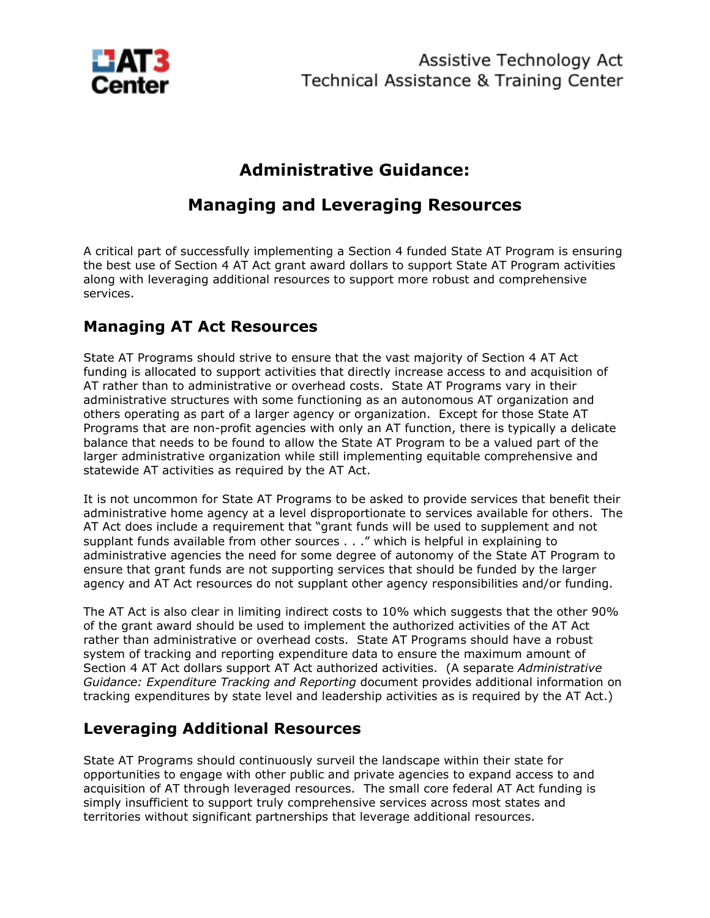# Administrative Guidance:

# Managing and Leveraging Resources

A critical part of successfully implementing a Section 4 funded State AT Program is ensuring the best use of Section 4 AT Act grant award dollars to support State AT Program activities along with leveraging additional resources to support more robust and comprehensive services.

## Managing AT Act Resources

State AT Programs should strive to ensure that the vast majority of Section 4 AT Act funding is allocated to support activities that directly increase access to and acquisition of AT rather than to administrative or overhead costs. State AT Programs vary in their administrative structures with some functioning as an autonomous AT organization and others operating as part of a larger agency or organization. Except for those State AT Programs that are non-profit agencies with only an AT function, there is typically a delicate balance that needs to be found to allow the State AT Program to be a valued part of the larger administrative organization while still implementing equitable comprehensive and statewide AT activities as required by the AT Act.

It is not uncommon for State AT Programs to be asked to provide services that benefit their administrative home agency at a level disproportionate to services available for others. The AT Act does include a requirement that "grant funds will be used to supplement and not supplant funds available from other sources . . ." which is helpful in explaining to administrative agencies the need for some degree of autonomy of the State AT Program to ensure that grant funds are not supporting services that should be funded by the larger agency and AT Act resources do not supplant other agency responsibilities and/or funding.

The AT Act is also clear in limiting indirect costs to 10% which suggests that the other 90% of the grant award should be used to implement the authorized activities of the AT Act rather than administrative or overhead costs. State AT Programs should have a robust system of tracking and reporting expenditure data to ensure the maximum amount of Section 4 AT Act dollars support AT Act authorized activities. (A separate *Administrative Guidance: Expenditure Tracking and Reporting* document provides additional information on tracking expenditures by state level and leadership activities as is required by the AT Act.)

## Leveraging Additional Resources

State AT Programs should continuously surveil the landscape within their state for opportunities to engage with other public and private agencies to expand access to and acquisition of AT through leveraged resources. The small core federal AT Act funding is simply insufficient to support truly comprehensive services across most states and territories without significant partnerships that leverage additional resources.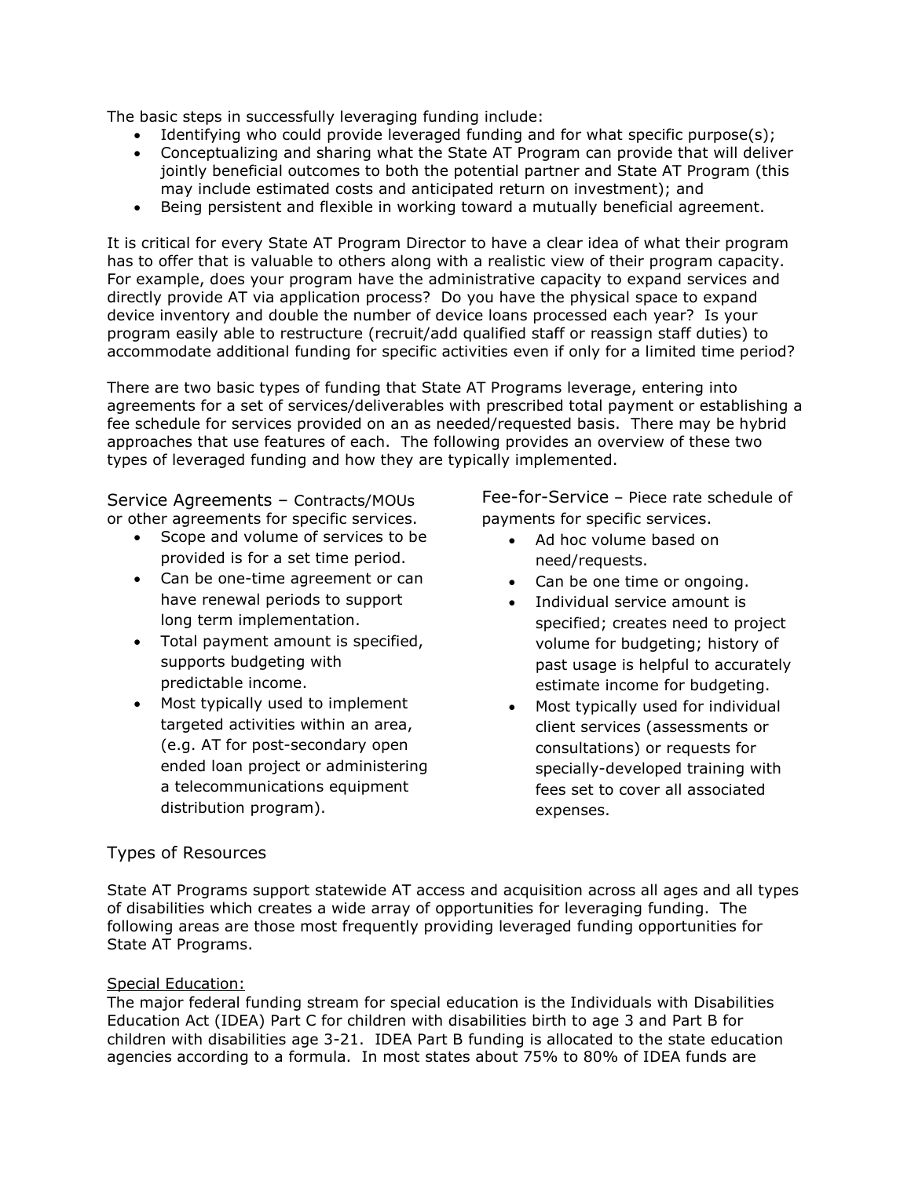The basic steps in successfully leveraging funding include:

- Identifying who could provide leveraged funding and for what specific purpose(s);
- Conceptualizing and sharing what the State AT Program can provide that will deliver jointly beneficial outcomes to both the potential partner and State AT Program (this may include estimated costs and anticipated return on investment); and
- Being persistent and flexible in working toward a mutually beneficial agreement.

It is critical for every State AT Program Director to have a clear idea of what their program has to offer that is valuable to others along with a realistic view of their program capacity. For example, does your program have the administrative capacity to expand services and directly provide AT via application process? Do you have the physical space to expand device inventory and double the number of device loans processed each year? Is your program easily able to restructure (recruit/add qualified staff or reassign staff duties) to accommodate additional funding for specific activities even if only for a limited time period?

There are two basic types of funding that State AT Programs leverage, entering into agreements for a set of services/deliverables with prescribed total payment or establishing a fee schedule for services provided on an as needed/requested basis. There may be hybrid approaches that use features of each. The following provides an overview of these two types of leveraged funding and how they are typically implemented.

Service Agreements – Contracts/MOUs or other agreements for specific services.

- Scope and volume of services to be provided is for a set time period.
- Can be one-time agreement or can have renewal periods to support long term implementation.
- Total payment amount is specified, supports budgeting with predictable income.
- Most typically used to implement targeted activities within an area, (e.g. AT for post-secondary open ended loan project or administering a telecommunications equipment distribution program).

Fee-for-Service – Piece rate schedule of payments for specific services.

- Ad hoc volume based on need/requests.
- Can be one time or ongoing.
- Individual service amount is specified; creates need to project volume for budgeting; history of past usage is helpful to accurately estimate income for budgeting.
- Most typically used for individual client services (assessments or consultations) or requests for specially-developed training with fees set to cover all associated expenses.

## Types of Resources

State AT Programs support statewide AT access and acquisition across all ages and all types of disabilities which creates a wide array of opportunities for leveraging funding. The following areas are those most frequently providing leveraged funding opportunities for State AT Programs.

<u>Special Education:</u>
The major federal funding stream for special education is the Individuals with Disabilities Education Act (IDEA) Part C for children with disabilities birth to age 3 and Part B for children with disabilities age 3-21. IDEA Part B funding is allocated to the state education agencies according to a formula. In most states about 75% to 80% of IDEA funds are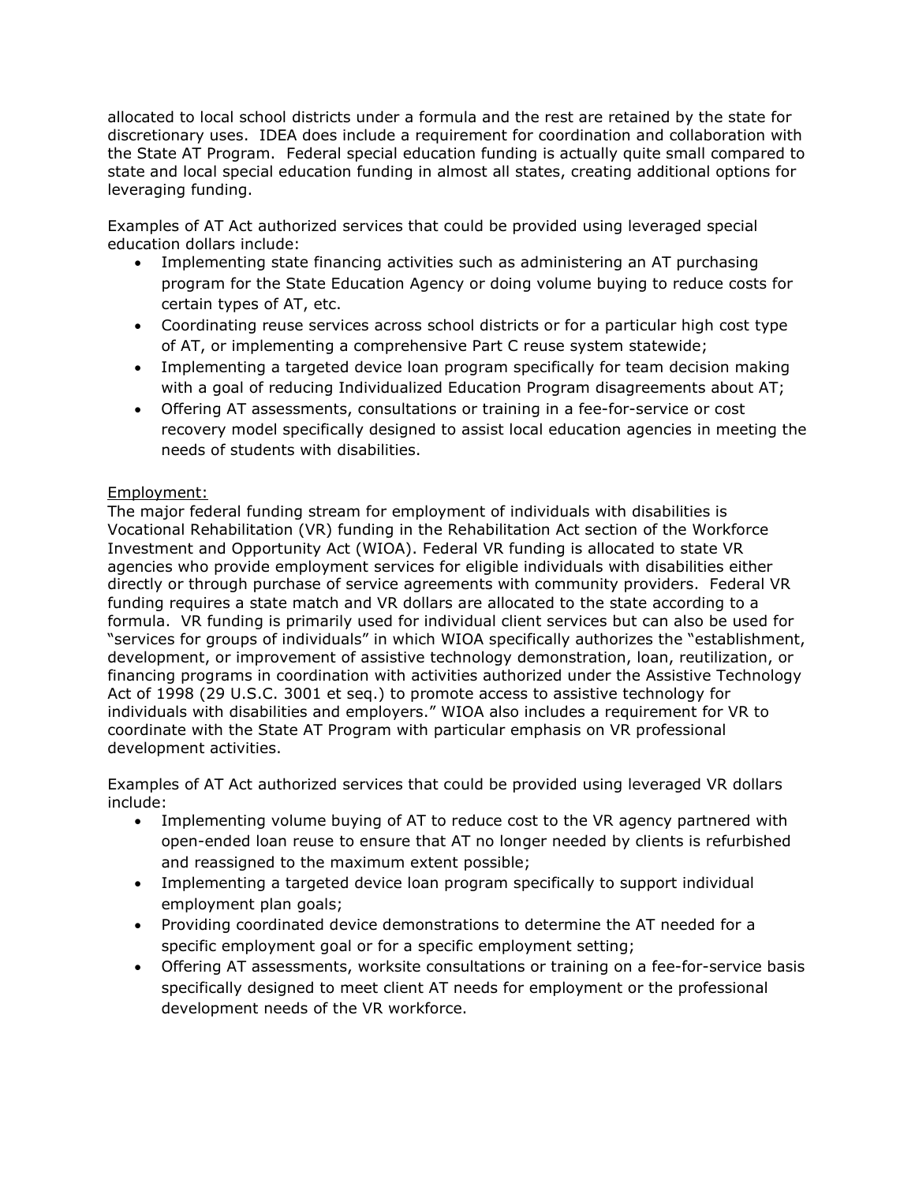allocated to local school districts under a formula and the rest are retained by the state for discretionary uses. IDEA does include a requirement for coordination and collaboration with the State AT Program. Federal special education funding is actually quite small compared to state and local special education funding in almost all states, creating additional options for leveraging funding.

Examples of AT Act authorized services that could be provided using leveraged special education dollars include:

- Implementing state financing activities such as administering an AT purchasing program for the State Education Agency or doing volume buying to reduce costs for certain types of AT, etc.
- Coordinating reuse services across school districts or for a particular high cost type of AT, or implementing a comprehensive Part C reuse system statewide;
- Implementing a targeted device loan program specifically for team decision making with a goal of reducing Individualized Education Program disagreements about AT;
- Offering AT assessments, consultations or training in a fee-for-service or cost recovery model specifically designed to assist local education agencies in meeting the needs of students with disabilities.

<u>Employment:</u>

The major federal funding stream for employment of individuals with disabilities is Vocational Rehabilitation (VR) funding in the Rehabilitation Act section of the Workforce Investment and Opportunity Act (WIOA). Federal VR funding is allocated to state VR agencies who provide employment services for eligible individuals with disabilities either directly or through purchase of service agreements with community providers. Federal VR funding requires a state match and VR dollars are allocated to the state according to a formula. VR funding is primarily used for individual client services but can also be used for "services for groups of individuals" in which WIOA specifically authorizes the "establishment, development, or improvement of assistive technology demonstration, loan, reutilization, or financing programs in coordination with activities authorized under the Assistive Technology Act of 1998 (29 U.S.C. 3001 et seq.) to promote access to assistive technology for individuals with disabilities and employers." WIOA also includes a requirement for VR to coordinate with the State AT Program with particular emphasis on VR professional development activities.

Examples of AT Act authorized services that could be provided using leveraged VR dollars include:

- Implementing volume buying of AT to reduce cost to the VR agency partnered with open-ended loan reuse to ensure that AT no longer needed by clients is refurbished and reassigned to the maximum extent possible;
- Implementing a targeted device loan program specifically to support individual employment plan goals;
- Providing coordinated device demonstrations to determine the AT needed for a specific employment goal or for a specific employment setting;
- Offering AT assessments, worksite consultations or training on a fee-for-service basis specifically designed to meet client AT needs for employment or the professional development needs of the VR workforce.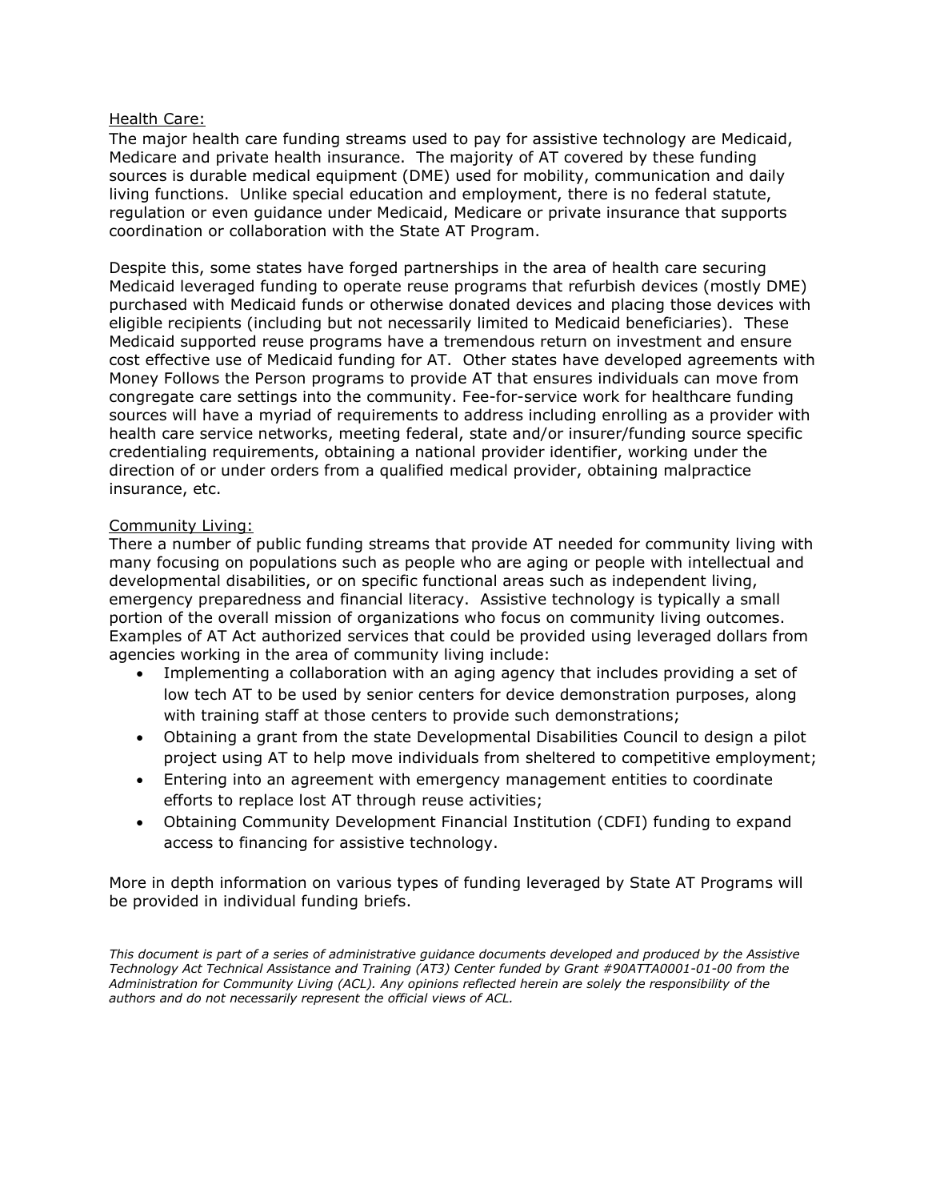Health Care:

The major health care funding streams used to pay for assistive technology are Medicaid, Medicare and private health insurance. The majority of AT covered by these funding sources is durable medical equipment (DME) used for mobility, communication and daily living functions. Unlike special education and employment, there is no federal statute, regulation or even guidance under Medicaid, Medicare or private insurance that supports coordination or collaboration with the State AT Program.

Despite this, some states have forged partnerships in the area of health care securing Medicaid leveraged funding to operate reuse programs that refurbish devices (mostly DME) purchased with Medicaid funds or otherwise donated devices and placing those devices with eligible recipients (including but not necessarily limited to Medicaid beneficiaries). These Medicaid supported reuse programs have a tremendous return on investment and ensure cost effective use of Medicaid funding for AT. Other states have developed agreements with Money Follows the Person programs to provide AT that ensures individuals can move from congregate care settings into the community. Fee-for-service work for healthcare funding sources will have a myriad of requirements to address including enrolling as a provider with health care service networks, meeting federal, state and/or insurer/funding source specific credentialing requirements, obtaining a national provider identifier, working under the direction of or under orders from a qualified medical provider, obtaining malpractice insurance, etc.

Community Living:

There a number of public funding streams that provide AT needed for community living with many focusing on populations such as people who are aging or people with intellectual and developmental disabilities, or on specific functional areas such as independent living, emergency preparedness and financial literacy. Assistive technology is typically a small portion of the overall mission of organizations who focus on community living outcomes. Examples of AT Act authorized services that could be provided using leveraged dollars from agencies working in the area of community living include:

- Implementing a collaboration with an aging agency that includes providing a set of low tech AT to be used by senior centers for device demonstration purposes, along with training staff at those centers to provide such demonstrations;
- Obtaining a grant from the state Developmental Disabilities Council to design a pilot project using AT to help move individuals from sheltered to competitive employment;
- Entering into an agreement with emergency management entities to coordinate efforts to replace lost AT through reuse activities;
- Obtaining Community Development Financial Institution (CDFI) funding to expand access to financing for assistive technology.

More in depth information on various types of funding leveraged by State AT Programs will be provided in individual funding briefs.

*This document is part of a series of administrative guidance documents developed and produced by the Assistive Technology Act Technical Assistance and Training (AT3) Center funded by Grant #90ATTA0001-01-00 from the Administration for Community Living (ACL). Any opinions reflected herein are solely the responsibility of the authors and do not necessarily represent the official views of ACL.*